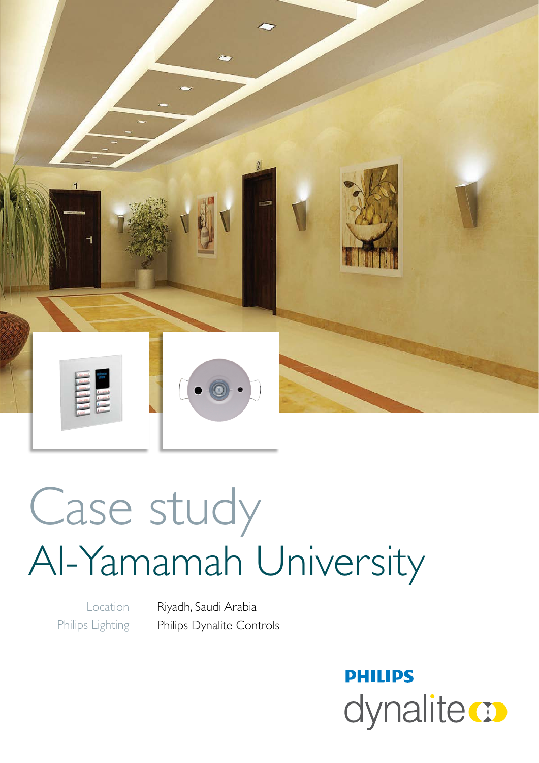# Case study
# Al-Yamamah University

| | |
|---|---|
| Location | Riyadh, Saudi Arabia |
| Philips Lighting | Philips Dynalite Controls |

PHILIPS
dynalite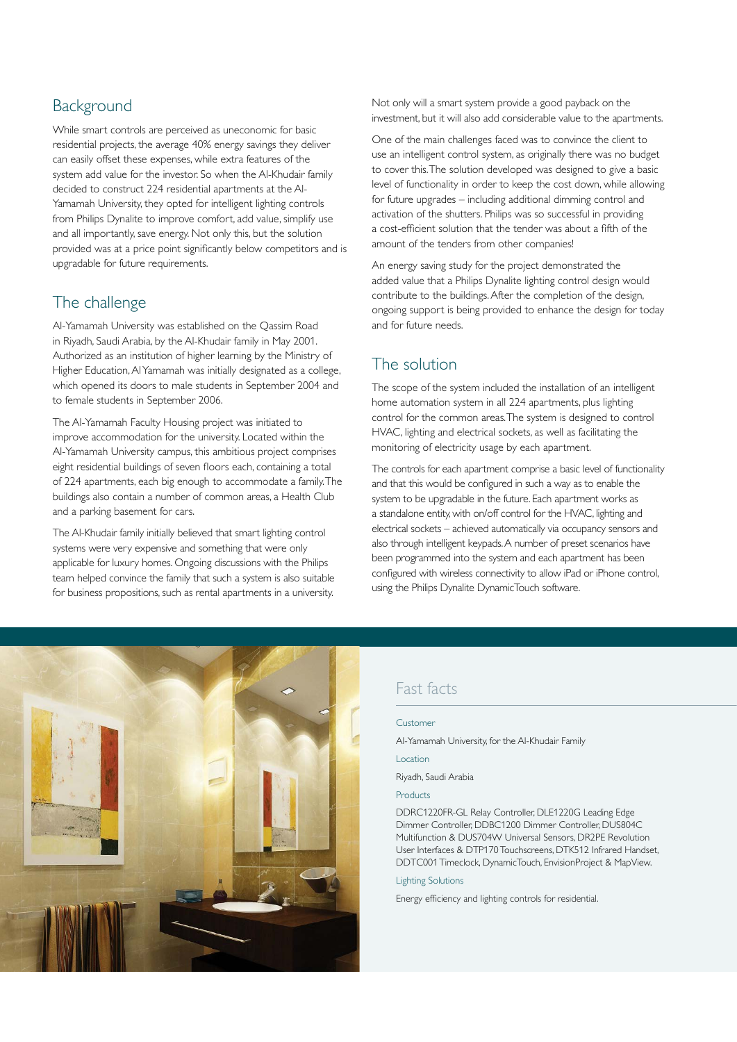## Background

While smart controls are perceived as uneconomic for basic residential projects, the average 40% energy savings they deliver can easily offset these expenses, while extra features of the system add value for the investor. So when the Al-Khudair family decided to construct 224 residential apartments at the Al-Yamamah University, they opted for intelligent lighting controls from Philips Dynalite to improve comfort, add value, simplify use and all importantly, save energy. Not only this, but the solution provided was at a price point significantly below competitors and is upgradable for future requirements.

## The challenge

Al-Yamamah University was established on the Qassim Road in Riyadh, Saudi Arabia, by the Al-Khudair family in May 2001. Authorized as an institution of higher learning by the Ministry of Higher Education, Al Yamamah was initially designated as a college, which opened its doors to male students in September 2004 and to female students in September 2006.

The Al-Yamamah Faculty Housing project was initiated to improve accommodation for the university. Located within the Al-Yamamah University campus, this ambitious project comprises eight residential buildings of seven floors each, containing a total of 224 apartments, each big enough to accommodate a family. The buildings also contain a number of common areas, a Health Club and a parking basement for cars.

The Al-Khudair family initially believed that smart lighting control systems were very expensive and something that were only applicable for luxury homes. Ongoing discussions with the Philips team helped convince the family that such a system is also suitable for business propositions, such as rental apartments in a university.

Not only will a smart system provide a good payback on the investment, but it will also add considerable value to the apartments.

One of the main challenges faced was to convince the client to use an intelligent control system, as originally there was no budget to cover this. The solution developed was designed to give a basic level of functionality in order to keep the cost down, while allowing for future upgrades – including additional dimming control and activation of the shutters. Philips was so successful in providing a cost-efficient solution that the tender was about a fifth of the amount of the tenders from other companies!

An energy saving study for the project demonstrated the added value that a Philips Dynalite lighting control design would contribute to the buildings. After the completion of the design, ongoing support is being provided to enhance the design for today and for future needs.

## The solution

The scope of the system included the installation of an intelligent home automation system in all 224 apartments, plus lighting control for the common areas. The system is designed to control HVAC, lighting and electrical sockets, as well as facilitating the monitoring of electricity usage by each apartment.

The controls for each apartment comprise a basic level of functionality and that this would be configured in such a way as to enable the system to be upgradable in the future. Each apartment works as a standalone entity, with on/off control for the HVAC, lighting and electrical sockets – achieved automatically via occupancy sensors and also through intelligent keypads. A number of preset scenarios have been programmed into the system and each apartment has been configured with wireless connectivity to allow iPad or iPhone control, using the Philips Dynalite DynamicTouch software.

## Fast facts

**Customer**

Al-Yamamah University, for the Al-Khudair Family

**Location**

Riyadh, Saudi Arabia

**Products**

DDRC1220FR-GL Relay Controller, DLE1220G Leading Edge Dimmer Controller, DDBC1200 Dimmer Controller, DUS804C Multifunction & DUS704W Universal Sensors, DR2PE Revolution User Interfaces & DTP170 Touchscreens, DTK512 Infrared Handset, DDTC001 Timeclock, DynamicTouch, EnvisionProject & MapView.

**Lighting Solutions**

Energy efficiency and lighting controls for residential.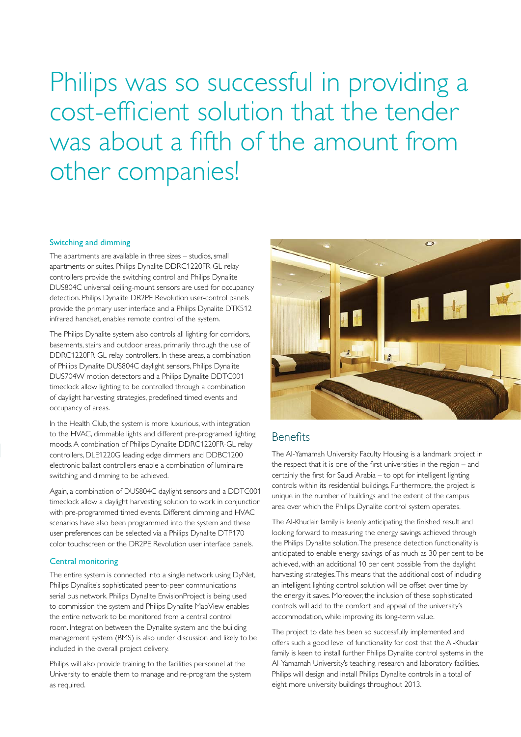# Philips was so successful in providing a cost-efficient solution that the tender was about a fifth of the amount from other companies!

### Switching and dimming

The apartments are available in three sizes – studios, small apartments or suites. Philips Dynalite DDRC1220FR-GL relay controllers provide the switching control and Philips Dynalite DUS804C universal ceiling-mount sensors are used for occupancy detection. Philips Dynalite DR2PE Revolution user-control panels provide the primary user interface and a Philips Dynalite DTK512 infrared handset, enables remote control of the system.

The Philips Dynalite system also controls all lighting for corridors, basements, stairs and outdoor areas, primarily through the use of DDRC1220FR-GL relay controllers. In these areas, a combination of Philips Dynalite DUS804C daylight sensors, Philips Dynalite DUS704W motion detectors and a Philips Dynalite DDTC001 timeclock allow lighting to be controlled through a combination of daylight harvesting strategies, predefined timed events and occupancy of areas.

In the Health Club, the system is more luxurious, with integration to the HVAC, dimmable lights and different pre-programed lighting moods. A combination of Philips Dynalite DDRC1220FR-GL relay controllers, DLE1220G leading edge dimmers and DDBC1200 electronic ballast controllers enable a combination of luminaire switching and dimming to be achieved.

Again, a combination of DUS804C daylight sensors and a DDTC001 timeclock allow a daylight harvesting solution to work in conjunction with pre-programmed timed events. Different dimming and HVAC scenarios have also been programmed into the system and these user preferences can be selected via a Philips Dynalite DTP170 color touchscreen or the DR2PE Revolution user interface panels.

### Central monitoring

The entire system is connected into a single network using DyNet, Philips Dynalite's sophisticated peer-to-peer communications serial bus network. Philips Dynalite EnvisionProject is being used to commission the system and Philips Dynalite MapView enables the entire network to be monitored from a central control room. Integration between the Dynalite system and the building management system (BMS) is also under discussion and likely to be included in the overall project delivery.

Philips will also provide training to the facilities personnel at the University to enable them to manage and re-program the system as required.

## Benefits

The Al-Yamamah University Faculty Housing is a landmark project in the respect that it is one of the first universities in the region – and certainly the first for Saudi Arabia – to opt for intelligent lighting controls within its residential buildings. Furthermore, the project is unique in the number of buildings and the extent of the campus area over which the Philips Dynalite control system operates.

The Al-Khudair family is keenly anticipating the finished result and looking forward to measuring the energy savings achieved through the Philips Dynalite solution. The presence detection functionality is anticipated to enable energy savings of as much as 30 per cent to be achieved, with an additional 10 per cent possible from the daylight harvesting strategies. This means that the additional cost of including an intelligent lighting control solution will be offset over time by the energy it saves. Moreover, the inclusion of these sophisticated controls will add to the comfort and appeal of the university's accommodation, while improving its long-term value.

The project to date has been so successfully implemented and offers such a good level of functionality for cost that the Al-Khudair family is keen to install further Philips Dynalite control systems in the Al-Yamamah University's teaching, research and laboratory facilities. Philips will design and install Philips Dynalite controls in a total of eight more university buildings throughout 2013.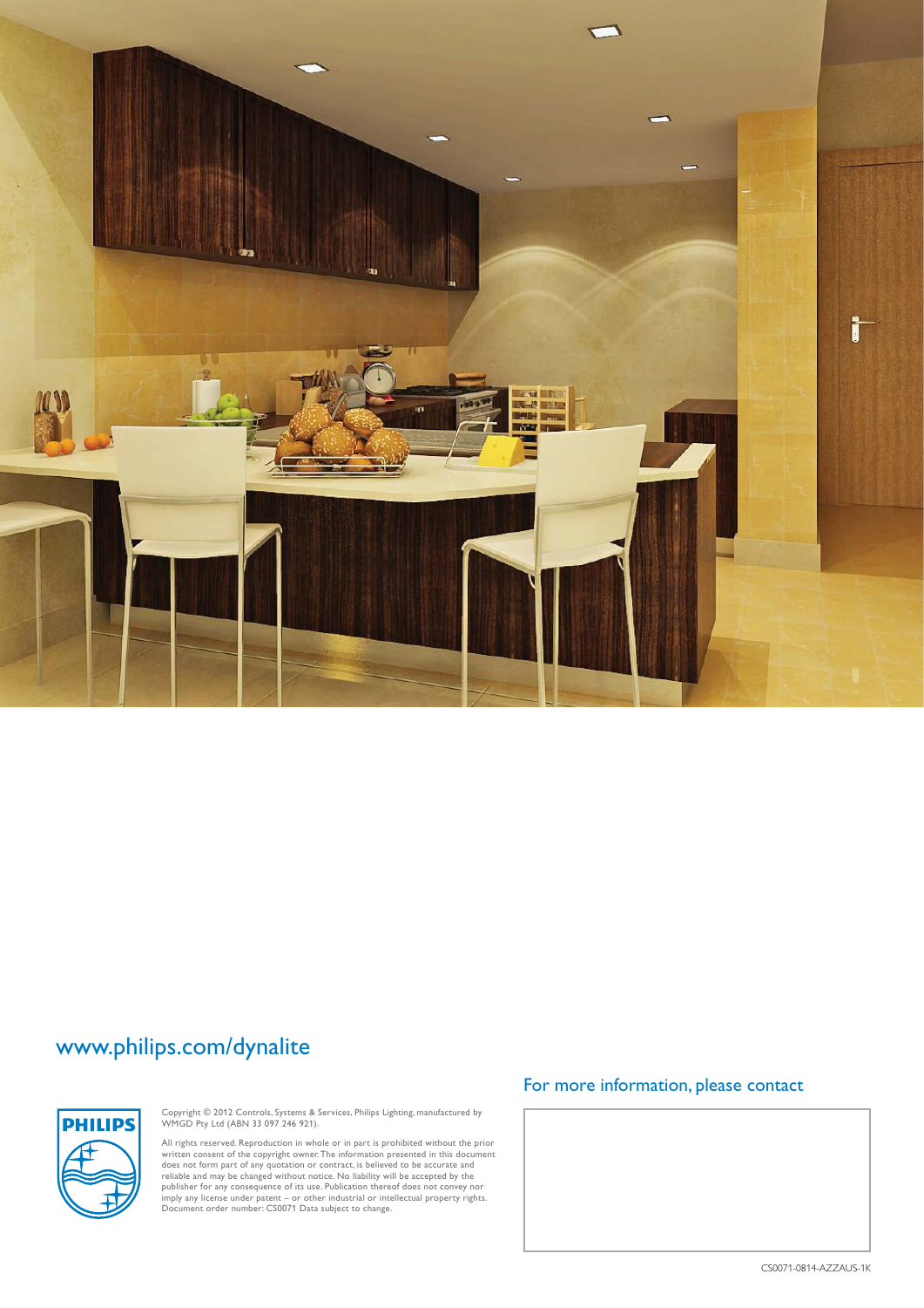www.philips.com/dynalite

PHILIPS

Copyright © 2012 Controls, Systems & Services, Philips Lighting, manufactured by WMGD Pty Ltd (ABN 33 097 246 921).

All rights reserved. Reproduction in whole or in part is prohibited without the prior written consent of the copyright owner. The information presented in this document does not form part of any quotation or contract, is believed to be accurate and reliable and may be changed without notice. No liability will be accepted by the publisher for any consequence of its use. Publication thereof does not convey nor imply any license under patent – or other industrial or intellectual property rights. Document order number: CS0071 Data subject to change.

For more information, please contact

CS0071-0814-AZZAUS-1K